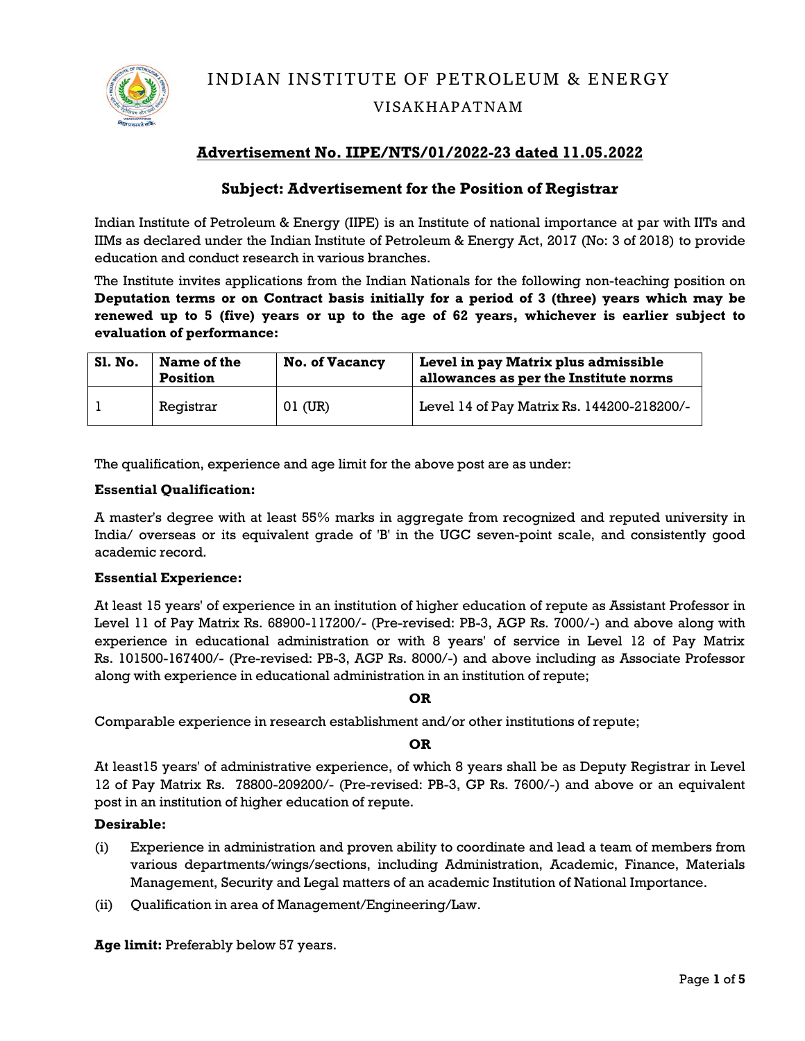# INDIAN INSTITUTE OF PETROLEUM & ENERGY

## VISAKHAPATNAM

## Advertisement No. IIPE/NTS/01/2022-23 dated 11.05.2022

### Subject: Advertisement for the Position of Registrar

Indian Institute of Petroleum & Energy (IIPE) is an Institute of national importance at par with IITs and IIMs as declared under the Indian Institute of Petroleum & Energy Act, 2017 (No: 3 of 2018) to provide education and conduct research in various branches.

The Institute invites applications from the Indian Nationals for the following non-teaching position on **Deputation terms or on Contract basis initially for a period of 3 (three) years which may be renewed up to 5 (five) years or up to the age of 62 years, whichever is earlier subject to evaluation of performance:**

| Sl. No. | Name of the Position | No. of Vacancy | Level in pay Matrix plus admissible allowances as per the Institute norms |
|---|---|---|---|
| 1 | Registrar | 01 (UR) | Level 14 of Pay Matrix Rs. 144200-218200/- |

The qualification, experience and age limit for the above post are as under:

**Essential Qualification:**

A master's degree with at least 55% marks in aggregate from recognized and reputed university in India/ overseas or its equivalent grade of 'B' in the UGC seven-point scale, and consistently good academic record.

**Essential Experience:**

At least 15 years' of experience in an institution of higher education of repute as Assistant Professor in Level 11 of Pay Matrix Rs. 68900-117200/- (Pre-revised: PB-3, AGP Rs. 7000/-) and above along with experience in educational administration or with 8 years' of service in Level 12 of Pay Matrix Rs. 101500-167400/- (Pre-revised: PB-3, AGP Rs. 8000/-) and above including as Associate Professor along with experience in educational administration in an institution of repute;

**OR**

Comparable experience in research establishment and/or other institutions of repute;

**OR**

At least15 years' of administrative experience, of which 8 years shall be as Deputy Registrar in Level 12 of Pay Matrix Rs. 78800-209200/- (Pre-revised: PB-3, GP Rs. 7600/-) and above or an equivalent post in an institution of higher education of repute.

**Desirable:**

(i) Experience in administration and proven ability to coordinate and lead a team of members from various departments/wings/sections, including Administration, Academic, Finance, Materials Management, Security and Legal matters of an academic Institution of National Importance.

(ii) Qualification in area of Management/Engineering/Law.

**Age limit:** Preferably below 57 years.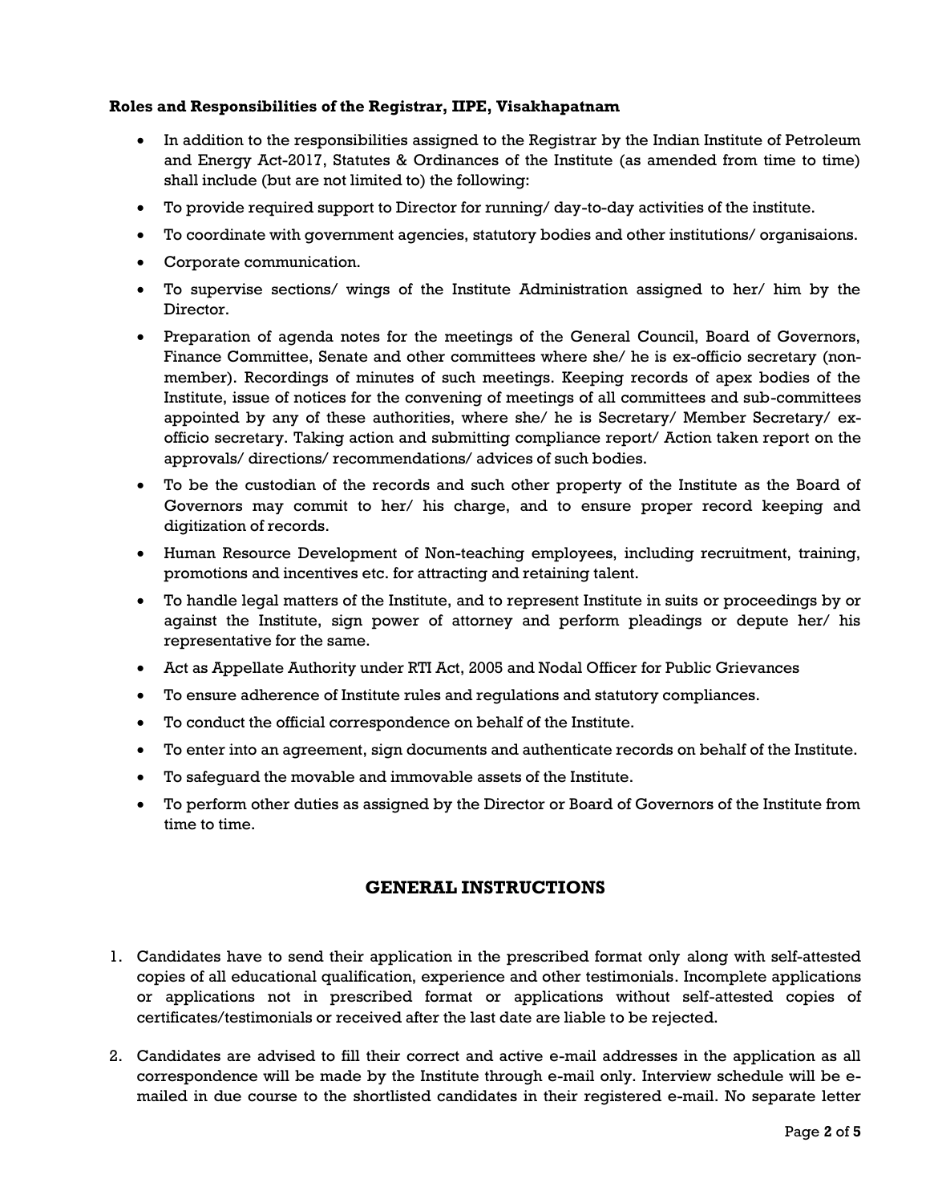**Roles and Responsibilities of the Registrar, IIPE, Visakhapatnam**

- In addition to the responsibilities assigned to the Registrar by the Indian Institute of Petroleum and Energy Act-2017, Statutes & Ordinances of the Institute (as amended from time to time) shall include (but are not limited to) the following:
- To provide required support to Director for running/ day-to-day activities of the institute.
- To coordinate with government agencies, statutory bodies and other institutions/ organisaions.
- Corporate communication.
- To supervise sections/ wings of the Institute Administration assigned to her/ him by the Director.
- Preparation of agenda notes for the meetings of the General Council, Board of Governors, Finance Committee, Senate and other committees where she/ he is ex-officio secretary (non-member). Recordings of minutes of such meetings. Keeping records of apex bodies of the Institute, issue of notices for the convening of meetings of all committees and sub-committees appointed by any of these authorities, where she/ he is Secretary/ Member Secretary/ ex-officio secretary. Taking action and submitting compliance report/ Action taken report on the approvals/ directions/ recommendations/ advices of such bodies.
- To be the custodian of the records and such other property of the Institute as the Board of Governors may commit to her/ his charge, and to ensure proper record keeping and digitization of records.
- Human Resource Development of Non-teaching employees, including recruitment, training, promotions and incentives etc. for attracting and retaining talent.
- To handle legal matters of the Institute, and to represent Institute in suits or proceedings by or against the Institute, sign power of attorney and perform pleadings or depute her/ his representative for the same.
- Act as Appellate Authority under RTI Act, 2005 and Nodal Officer for Public Grievances
- To ensure adherence of Institute rules and regulations and statutory compliances.
- To conduct the official correspondence on behalf of the Institute.
- To enter into an agreement, sign documents and authenticate records on behalf of the Institute.
- To safeguard the movable and immovable assets of the Institute.
- To perform other duties as assigned by the Director or Board of Governors of the Institute from time to time.

## GENERAL INSTRUCTIONS

1. Candidates have to send their application in the prescribed format only along with self-attested copies of all educational qualification, experience and other testimonials. Incomplete applications or applications not in prescribed format or applications without self-attested copies of certificates/testimonials or received after the last date are liable to be rejected.

2. Candidates are advised to fill their correct and active e-mail addresses in the application as all correspondence will be made by the Institute through e-mail only. Interview schedule will be e-mailed in due course to the shortlisted candidates in their registered e-mail. No separate letter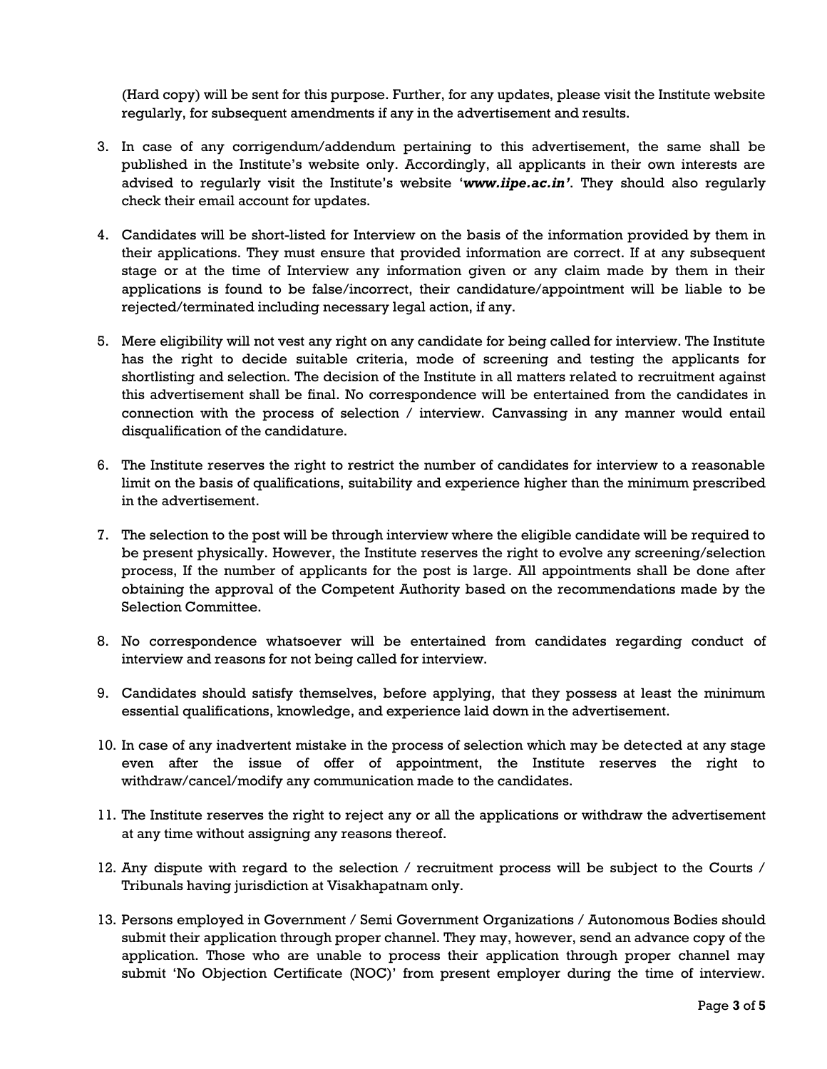(Hard copy) will be sent for this purpose. Further, for any updates, please visit the Institute website regularly, for subsequent amendments if any in the advertisement and results.

3. In case of any corrigendum/addendum pertaining to this advertisement, the same shall be published in the Institute's website only. Accordingly, all applicants in their own interests are advised to regularly visit the Institute's website '***www.iipe.ac.in'***. They should also regularly check their email account for updates.

4. Candidates will be short-listed for Interview on the basis of the information provided by them in their applications. They must ensure that provided information are correct. If at any subsequent stage or at the time of Interview any information given or any claim made by them in their applications is found to be false/incorrect, their candidature/appointment will be liable to be rejected/terminated including necessary legal action, if any.

5. Mere eligibility will not vest any right on any candidate for being called for interview. The Institute has the right to decide suitable criteria, mode of screening and testing the applicants for shortlisting and selection. The decision of the Institute in all matters related to recruitment against this advertisement shall be final. No correspondence will be entertained from the candidates in connection with the process of selection / interview. Canvassing in any manner would entail disqualification of the candidature.

6. The Institute reserves the right to restrict the number of candidates for interview to a reasonable limit on the basis of qualifications, suitability and experience higher than the minimum prescribed in the advertisement.

7. The selection to the post will be through interview where the eligible candidate will be required to be present physically. However, the Institute reserves the right to evolve any screening/selection process, If the number of applicants for the post is large. All appointments shall be done after obtaining the approval of the Competent Authority based on the recommendations made by the Selection Committee.

8. No correspondence whatsoever will be entertained from candidates regarding conduct of interview and reasons for not being called for interview.

9. Candidates should satisfy themselves, before applying, that they possess at least the minimum essential qualifications, knowledge, and experience laid down in the advertisement.

10. In case of any inadvertent mistake in the process of selection which may be detected at any stage even after the issue of offer of appointment, the Institute reserves the right to withdraw/cancel/modify any communication made to the candidates.

11. The Institute reserves the right to reject any or all the applications or withdraw the advertisement at any time without assigning any reasons thereof.

12. Any dispute with regard to the selection / recruitment process will be subject to the Courts / Tribunals having jurisdiction at Visakhapatnam only.

13. Persons employed in Government / Semi Government Organizations / Autonomous Bodies should submit their application through proper channel. They may, however, send an advance copy of the application. Those who are unable to process their application through proper channel may submit 'No Objection Certificate (NOC)' from present employer during the time of interview.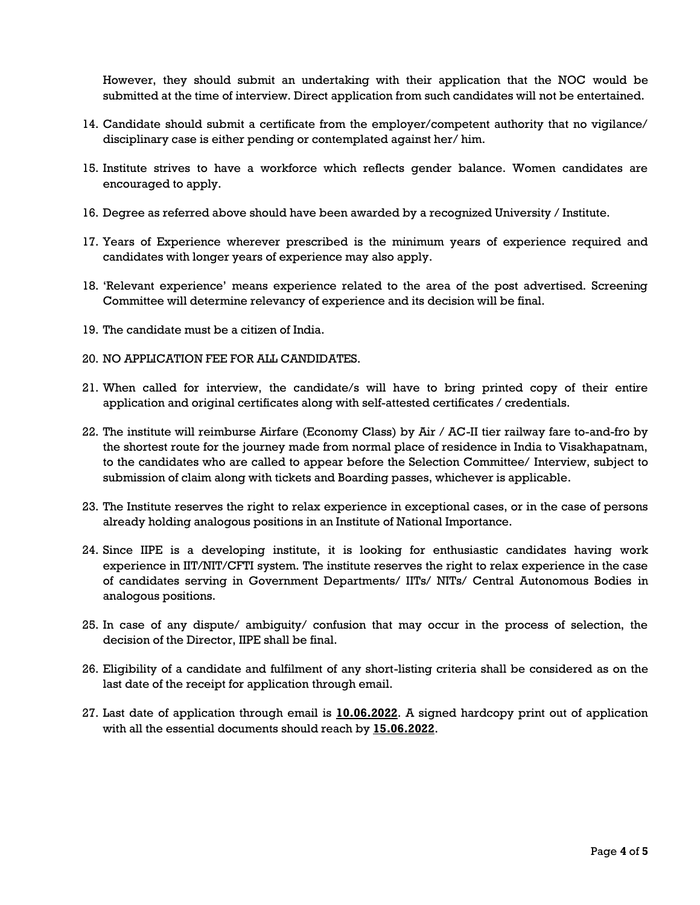However, they should submit an undertaking with their application that the NOC would be submitted at the time of interview. Direct application from such candidates will not be entertained.

14. Candidate should submit a certificate from the employer/competent authority that no vigilance/ disciplinary case is either pending or contemplated against her/ him.

15. Institute strives to have a workforce which reflects gender balance. Women candidates are encouraged to apply.

16. Degree as referred above should have been awarded by a recognized University / Institute.

17. Years of Experience wherever prescribed is the minimum years of experience required and candidates with longer years of experience may also apply.

18. 'Relevant experience' means experience related to the area of the post advertised. Screening Committee will determine relevancy of experience and its decision will be final.

19. The candidate must be a citizen of India.

20. NO APPLICATION FEE FOR ALL CANDIDATES.

21. When called for interview, the candidate/s will have to bring printed copy of their entire application and original certificates along with self-attested certificates / credentials.

22. The institute will reimburse Airfare (Economy Class) by Air / AC-II tier railway fare to-and-fro by the shortest route for the journey made from normal place of residence in India to Visakhapatnam, to the candidates who are called to appear before the Selection Committee/ Interview, subject to submission of claim along with tickets and Boarding passes, whichever is applicable.

23. The Institute reserves the right to relax experience in exceptional cases, or in the case of persons already holding analogous positions in an Institute of National Importance.

24. Since IIPE is a developing institute, it is looking for enthusiastic candidates having work experience in IIT/NIT/CFTI system. The institute reserves the right to relax experience in the case of candidates serving in Government Departments/ IITs/ NITs/ Central Autonomous Bodies in analogous positions.

25. In case of any dispute/ ambiguity/ confusion that may occur in the process of selection, the decision of the Director, IIPE shall be final.

26. Eligibility of a candidate and fulfilment of any short-listing criteria shall be considered as on the last date of the receipt for application through email.

27. Last date of application through email is **10.06.2022**. A signed hardcopy print out of application with all the essential documents should reach by **15.06.2022**.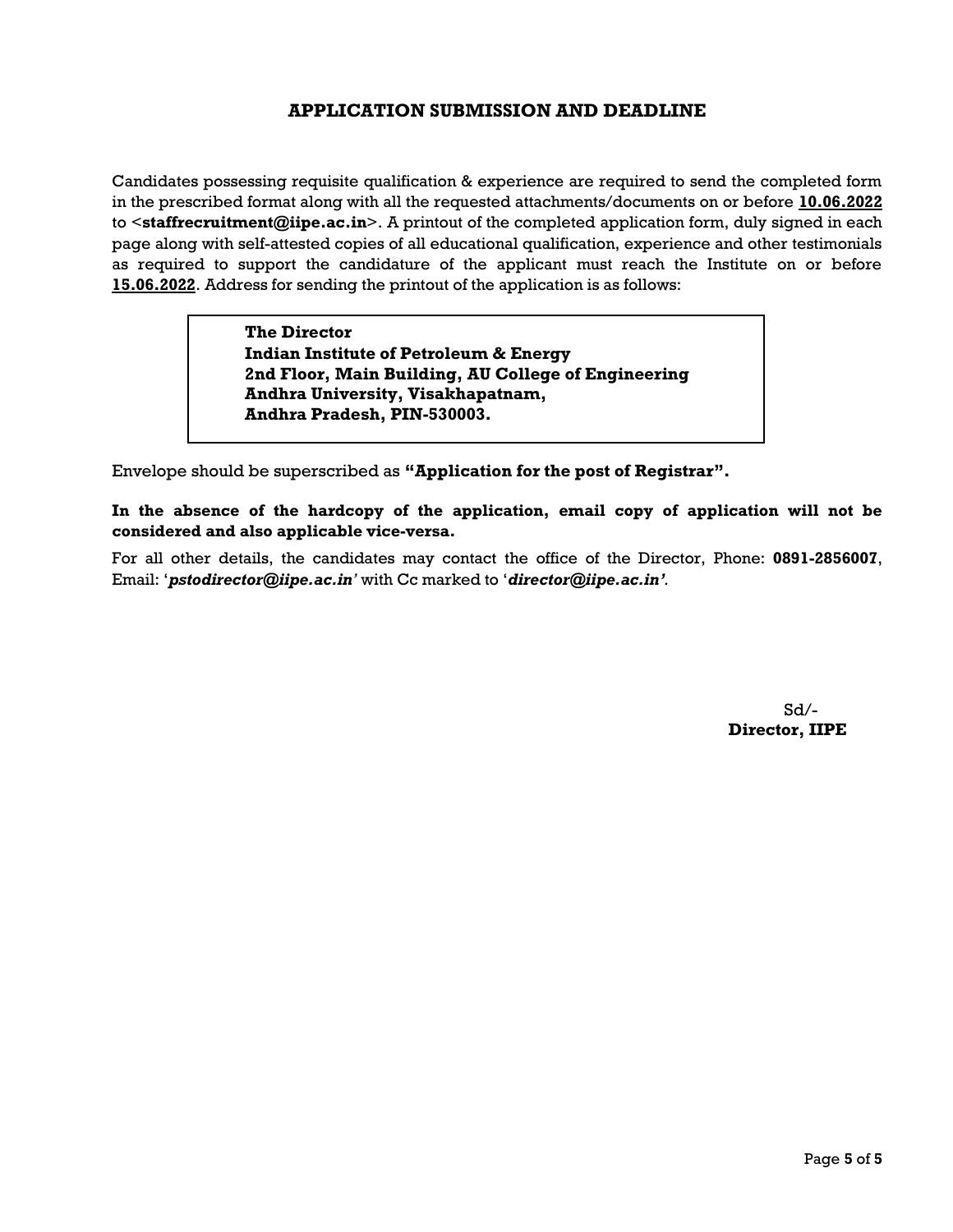## APPLICATION SUBMISSION AND DEADLINE

Candidates possessing requisite qualification & experience are required to send the completed form in the prescribed format along with all the requested attachments/documents on or before **10.06.2022** to <**staffrecruitment@iipe.ac.in**>. A printout of the completed application form, duly signed in each page along with self-attested copies of all educational qualification, experience and other testimonials as required to support the candidature of the applicant must reach the Institute on or before **15.06.2022**. Address for sending the printout of the application is as follows:

> **The Director**
> **Indian Institute of Petroleum & Energy**
> **2nd Floor, Main Building, AU College of Engineering**
> **Andhra University, Visakhapatnam,**
> **Andhra Pradesh, PIN-530003.**

Envelope should be superscribed as **"Application for the post of Registrar".**

**In the absence of the hardcopy of the application, email copy of application will not be considered and also applicable vice-versa.**

For all other details, the candidates may contact the office of the Director, Phone: **0891-2856007**, Email: '***pstodirector@iipe.ac.in***' with Cc marked to '***director@iipe.ac.in***'.

Sd/-
**Director, IIPE**